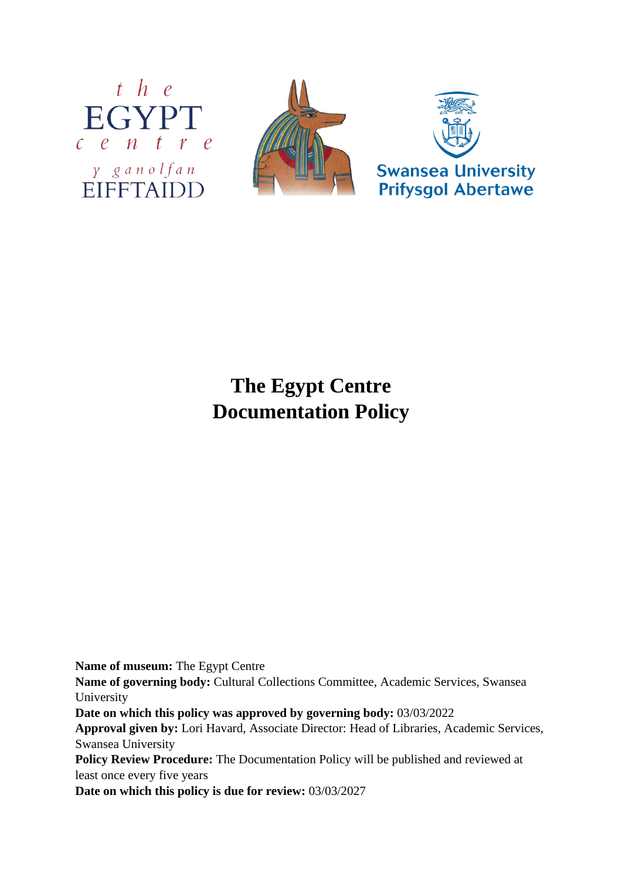# The Egypt Centre
# Documentation Policy

**Name of museum:** The Egypt Centre
**Name of governing body:** Cultural Collections Committee, Academic Services, Swansea University
**Date on which this policy was approved by governing body:** 03/03/2022
**Approval given by:** Lori Havard, Associate Director: Head of Libraries, Academic Services, Swansea University
**Policy Review Procedure:** The Documentation Policy will be published and reviewed at least once every five years
**Date on which this policy is due for review:** 03/03/2027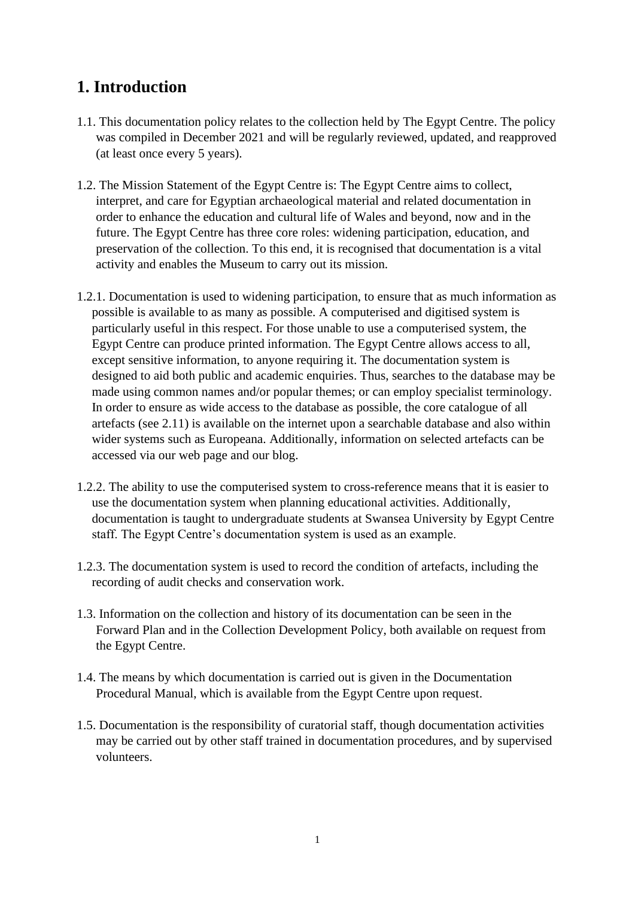# 1. Introduction

1.1. This documentation policy relates to the collection held by The Egypt Centre. The policy was compiled in December 2021 and will be regularly reviewed, updated, and reapproved (at least once every 5 years).

1.2. The Mission Statement of the Egypt Centre is: The Egypt Centre aims to collect, interpret, and care for Egyptian archaeological material and related documentation in order to enhance the education and cultural life of Wales and beyond, now and in the future. The Egypt Centre has three core roles: widening participation, education, and preservation of the collection. To this end, it is recognised that documentation is a vital activity and enables the Museum to carry out its mission.

1.2.1. Documentation is used to widening participation, to ensure that as much information as possible is available to as many as possible. A computerised and digitised system is particularly useful in this respect. For those unable to use a computerised system, the Egypt Centre can produce printed information. The Egypt Centre allows access to all, except sensitive information, to anyone requiring it. The documentation system is designed to aid both public and academic enquiries. Thus, searches to the database may be made using common names and/or popular themes; or can employ specialist terminology. In order to ensure as wide access to the database as possible, the core catalogue of all artefacts (see 2.11) is available on the internet upon a searchable database and also within wider systems such as Europeana. Additionally, information on selected artefacts can be accessed via our web page and our blog.

1.2.2. The ability to use the computerised system to cross-reference means that it is easier to use the documentation system when planning educational activities. Additionally, documentation is taught to undergraduate students at Swansea University by Egypt Centre staff. The Egypt Centre's documentation system is used as an example.

1.2.3. The documentation system is used to record the condition of artefacts, including the recording of audit checks and conservation work.

1.3. Information on the collection and history of its documentation can be seen in the Forward Plan and in the Collection Development Policy, both available on request from the Egypt Centre.

1.4. The means by which documentation is carried out is given in the Documentation Procedural Manual, which is available from the Egypt Centre upon request.

1.5. Documentation is the responsibility of curatorial staff, though documentation activities may be carried out by other staff trained in documentation procedures, and by supervised volunteers.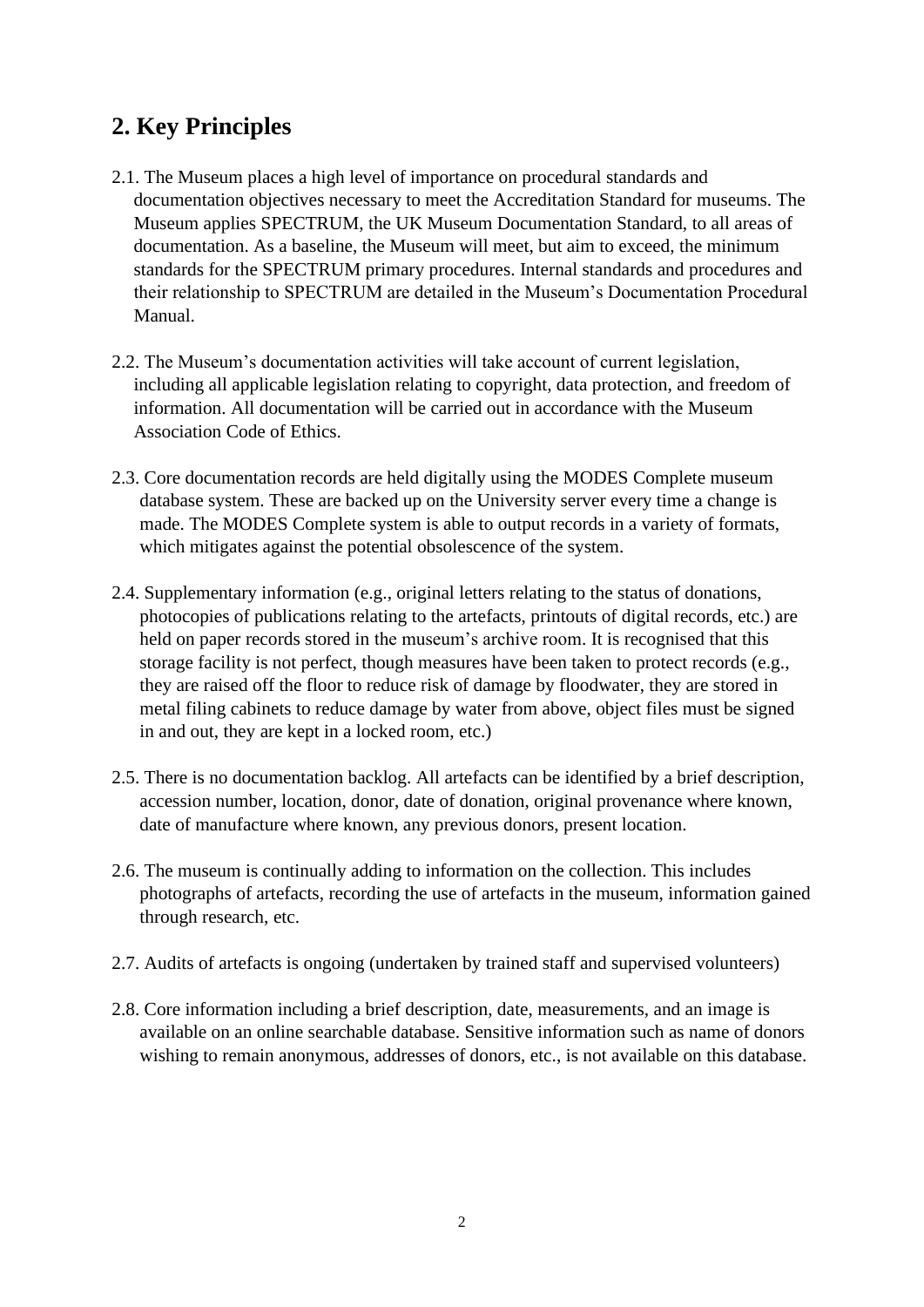## 2. Key Principles

2.1. The Museum places a high level of importance on procedural standards and documentation objectives necessary to meet the Accreditation Standard for museums. The Museum applies SPECTRUM, the UK Museum Documentation Standard, to all areas of documentation. As a baseline, the Museum will meet, but aim to exceed, the minimum standards for the SPECTRUM primary procedures. Internal standards and procedures and their relationship to SPECTRUM are detailed in the Museum's Documentation Procedural Manual.

2.2. The Museum's documentation activities will take account of current legislation, including all applicable legislation relating to copyright, data protection, and freedom of information. All documentation will be carried out in accordance with the Museum Association Code of Ethics.

2.3. Core documentation records are held digitally using the MODES Complete museum database system. These are backed up on the University server every time a change is made. The MODES Complete system is able to output records in a variety of formats, which mitigates against the potential obsolescence of the system.

2.4. Supplementary information (e.g., original letters relating to the status of donations, photocopies of publications relating to the artefacts, printouts of digital records, etc.) are held on paper records stored in the museum's archive room. It is recognised that this storage facility is not perfect, though measures have been taken to protect records (e.g., they are raised off the floor to reduce risk of damage by floodwater, they are stored in metal filing cabinets to reduce damage by water from above, object files must be signed in and out, they are kept in a locked room, etc.)

2.5. There is no documentation backlog. All artefacts can be identified by a brief description, accession number, location, donor, date of donation, original provenance where known, date of manufacture where known, any previous donors, present location.

2.6. The museum is continually adding to information on the collection. This includes photographs of artefacts, recording the use of artefacts in the museum, information gained through research, etc.

2.7. Audits of artefacts is ongoing (undertaken by trained staff and supervised volunteers)

2.8. Core information including a brief description, date, measurements, and an image is available on an online searchable database. Sensitive information such as name of donors wishing to remain anonymous, addresses of donors, etc., is not available on this database.